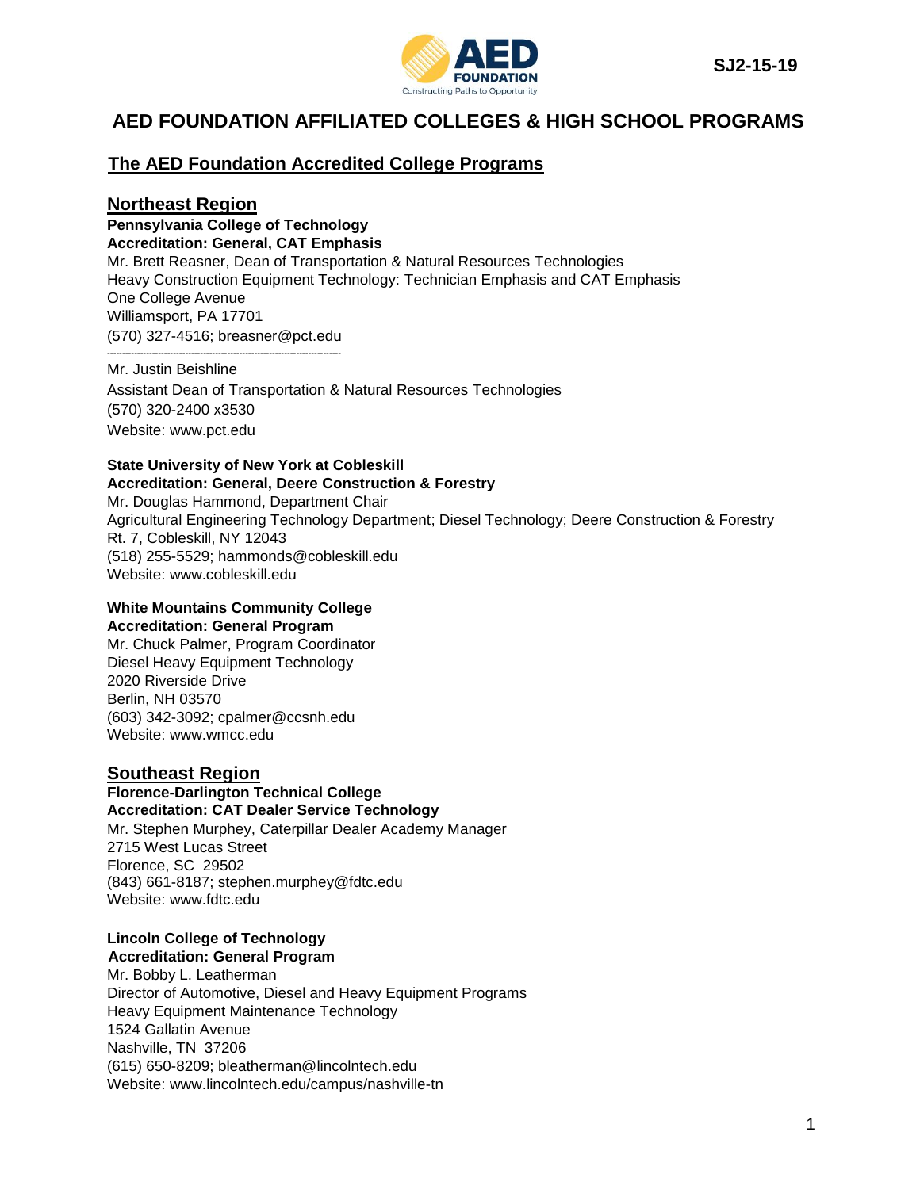# AED FOUNDATION AFFILIATED COLLEGES & HIGH SCHOOL PROGRAMS

## The AED Foundation Accredited College Programs

### Northeast Region

**Pennsylvania College of Technology**
**Accreditation: General, CAT Emphasis**
Mr. Brett Reasner, Dean of Transportation & Natural Resources Technologies
Heavy Construction Equipment Technology: Technician Emphasis and CAT Emphasis
One College Avenue
Williamsport, PA 17701
(570) 327-4516; breasner@pct.edu

---

Mr. Justin Beishline
Assistant Dean of Transportation & Natural Resources Technologies
(570) 320-2400 x3530
Website: www.pct.edu

**State University of New York at Cobleskill**
**Accreditation: General, Deere Construction & Forestry**
Mr. Douglas Hammond, Department Chair
Agricultural Engineering Technology Department; Diesel Technology; Deere Construction & Forestry
Rt. 7, Cobleskill, NY 12043
(518) 255-5529; hammonds@cobleskill.edu
Website: www.cobleskill.edu

**White Mountains Community College**
**Accreditation: General Program**
Mr. Chuck Palmer, Program Coordinator
Diesel Heavy Equipment Technology
2020 Riverside Drive
Berlin, NH 03570
(603) 342-3092; cpalmer@ccsnh.edu
Website: www.wmcc.edu

### Southeast Region

**Florence-Darlington Technical College**
**Accreditation: CAT Dealer Service Technology**
Mr. Stephen Murphey, Caterpillar Dealer Academy Manager
2715 West Lucas Street
Florence, SC 29502
(843) 661-8187; stephen.murphey@fdtc.edu
Website: www.fdtc.edu

**Lincoln College of Technology**
**Accreditation: General Program**
Mr. Bobby L. Leatherman
Director of Automotive, Diesel and Heavy Equipment Programs
Heavy Equipment Maintenance Technology
1524 Gallatin Avenue
Nashville, TN 37206
(615) 650-8209; bleatherman@lincolntech.edu
Website: www.lincolntech.edu/campus/nashville-tn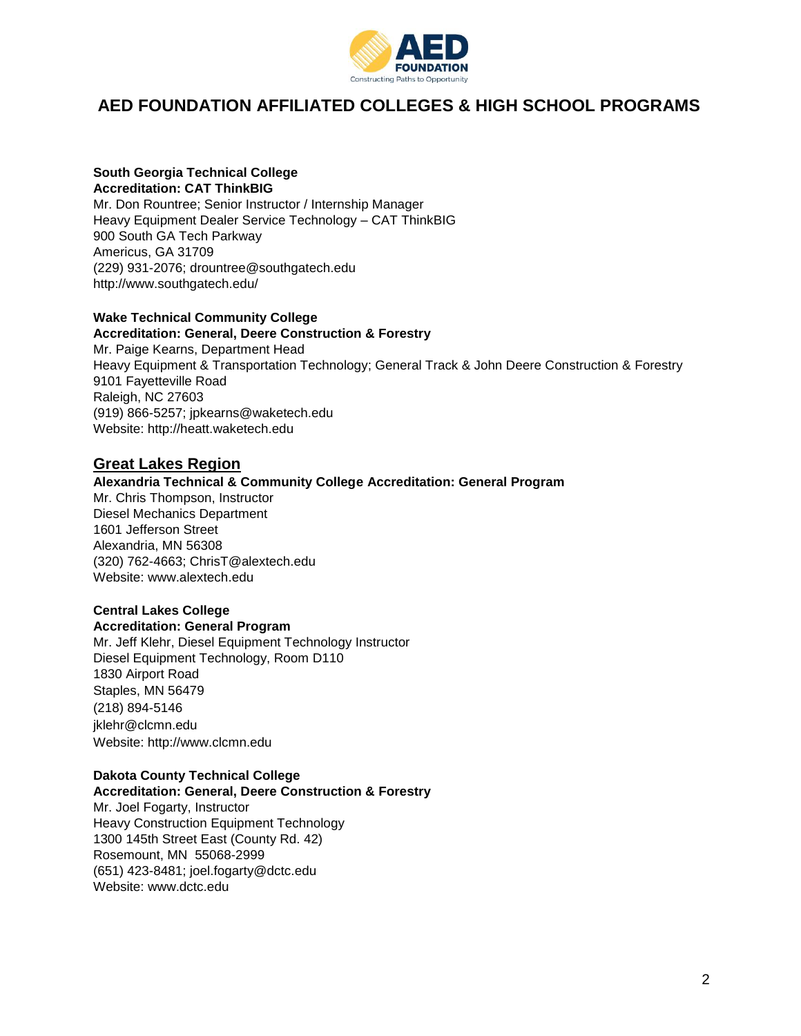# AED FOUNDATION AFFILIATED COLLEGES & HIGH SCHOOL PROGRAMS

**South Georgia Technical College**
**Accreditation: CAT ThinkBIG**
Mr. Don Rountree; Senior Instructor / Internship Manager
Heavy Equipment Dealer Service Technology – CAT ThinkBIG
900 South GA Tech Parkway
Americus, GA 31709
(229) 931-2076; drountree@southgatech.edu
http://www.southgatech.edu/

**Wake Technical Community College**
**Accreditation: General, Deere Construction & Forestry**
Mr. Paige Kearns, Department Head
Heavy Equipment & Transportation Technology; General Track & John Deere Construction & Forestry
9101 Fayetteville Road
Raleigh, NC 27603
(919) 866-5257; jpkearns@waketech.edu
Website: http://heatt.waketech.edu

## Great Lakes Region

**Alexandria Technical & Community College Accreditation: General Program**
Mr. Chris Thompson, Instructor
Diesel Mechanics Department
1601 Jefferson Street
Alexandria, MN 56308
(320) 762-4663; ChrisT@alextech.edu
Website: www.alextech.edu

**Central Lakes College**
**Accreditation: General Program**
Mr. Jeff Klehr, Diesel Equipment Technology Instructor
Diesel Equipment Technology, Room D110
1830 Airport Road
Staples, MN 56479
(218) 894-5146
jklehr@clcmn.edu
Website: http://www.clcmn.edu

**Dakota County Technical College**
**Accreditation: General, Deere Construction & Forestry**
Mr. Joel Fogarty, Instructor
Heavy Construction Equipment Technology
1300 145th Street East (County Rd. 42)
Rosemount, MN 55068-2999
(651) 423-8481; joel.fogarty@dctc.edu
Website: www.dctc.edu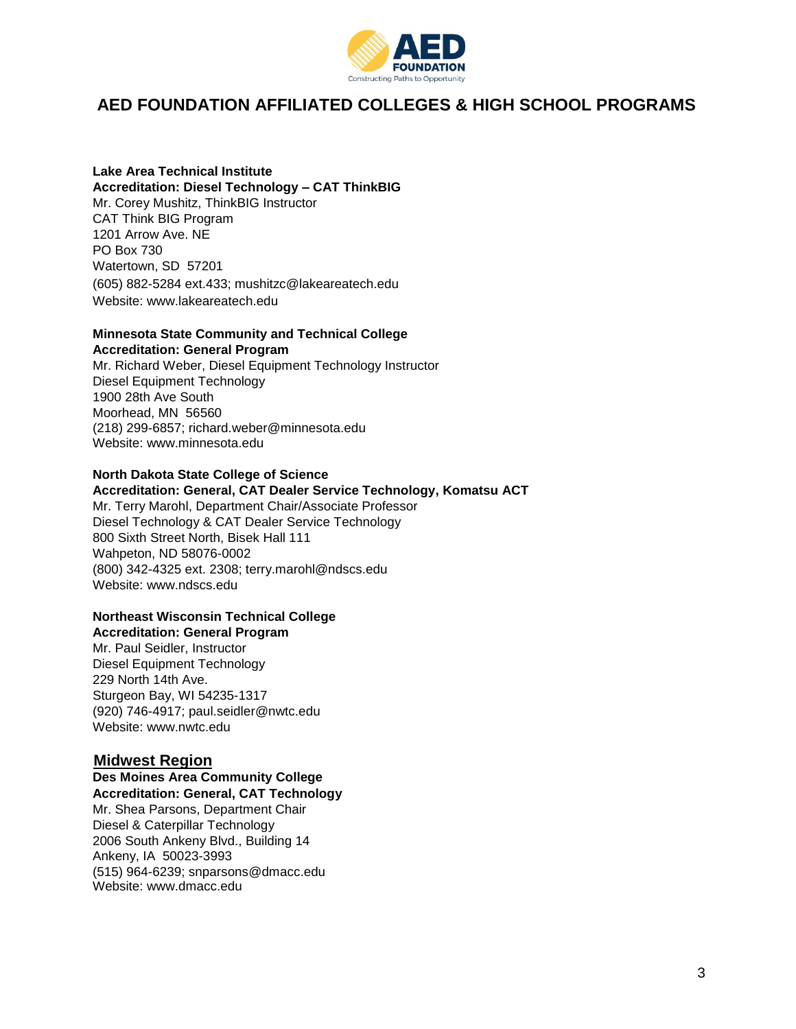# AED FOUNDATION AFFILIATED COLLEGES & HIGH SCHOOL PROGRAMS

**Lake Area Technical Institute**
**Accreditation: Diesel Technology – CAT ThinkBIG**
Mr. Corey Mushitz, ThinkBIG Instructor
CAT Think BIG Program
1201 Arrow Ave. NE
PO Box 730
Watertown, SD 57201
(605) 882-5284 ext.433; mushitzc@lakeareatech.edu
Website: www.lakeareatech.edu

**Minnesota State Community and Technical College**
**Accreditation: General Program**
Mr. Richard Weber, Diesel Equipment Technology Instructor
Diesel Equipment Technology
1900 28th Ave South
Moorhead, MN 56560
(218) 299-6857; richard.weber@minnesota.edu
Website: www.minnesota.edu

**North Dakota State College of Science**
**Accreditation: General, CAT Dealer Service Technology, Komatsu ACT**
Mr. Terry Marohl, Department Chair/Associate Professor
Diesel Technology & CAT Dealer Service Technology
800 Sixth Street North, Bisek Hall 111
Wahpeton, ND 58076-0002
(800) 342-4325 ext. 2308; terry.marohl@ndscs.edu
Website: www.ndscs.edu

**Northeast Wisconsin Technical College**
**Accreditation: General Program**
Mr. Paul Seidler, Instructor
Diesel Equipment Technology
229 North 14th Ave.
Sturgeon Bay, WI 54235-1317
(920) 746-4917; paul.seidler@nwtc.edu
Website: www.nwtc.edu

## Midwest Region

**Des Moines Area Community College**
**Accreditation: General, CAT Technology**
Mr. Shea Parsons, Department Chair
Diesel & Caterpillar Technology
2006 South Ankeny Blvd., Building 14
Ankeny, IA 50023-3993
(515) 964-6239; snparsons@dmacc.edu
Website: www.dmacc.edu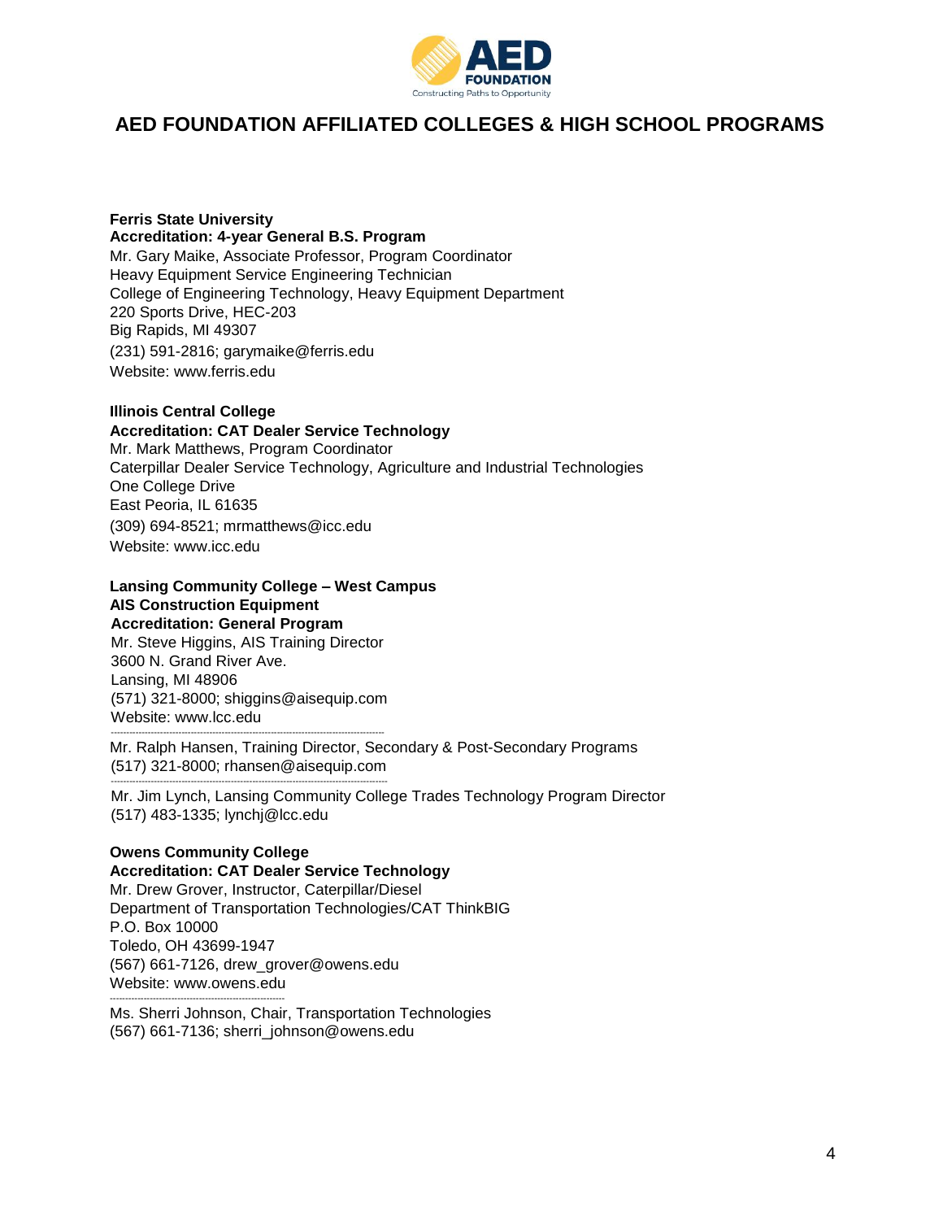# AED FOUNDATION AFFILIATED COLLEGES & HIGH SCHOOL PROGRAMS

**Ferris State University**
**Accreditation: 4-year General B.S. Program**
Mr. Gary Maike, Associate Professor, Program Coordinator
Heavy Equipment Service Engineering Technician
College of Engineering Technology, Heavy Equipment Department
220 Sports Drive, HEC-203
Big Rapids, MI 49307
(231) 591-2816; garymaike@ferris.edu
Website: www.ferris.edu

**Illinois Central College**
**Accreditation: CAT Dealer Service Technology**
Mr. Mark Matthews, Program Coordinator
Caterpillar Dealer Service Technology, Agriculture and Industrial Technologies
One College Drive
East Peoria, IL 61635
(309) 694-8521; mrmatthews@icc.edu
Website: www.icc.edu

**Lansing Community College – West Campus**
**AIS Construction Equipment**
**Accreditation: General Program**
Mr. Steve Higgins, AIS Training Director
3600 N. Grand River Ave.
Lansing, MI 48906
(571) 321-8000; shiggins@aisequip.com
Website: www.lcc.edu

---

Mr. Ralph Hansen, Training Director, Secondary & Post-Secondary Programs
(517) 321-8000; rhansen@aisequip.com

---

Mr. Jim Lynch, Lansing Community College Trades Technology Program Director
(517) 483-1335; lynchj@lcc.edu

**Owens Community College**
**Accreditation: CAT Dealer Service Technology**
Mr. Drew Grover, Instructor, Caterpillar/Diesel
Department of Transportation Technologies/CAT ThinkBIG
P.O. Box 10000
Toledo, OH 43699-1947
(567) 661-7126, drew_grover@owens.edu
Website: www.owens.edu

---

Ms. Sherri Johnson, Chair, Transportation Technologies
(567) 661-7136; sherri_johnson@owens.edu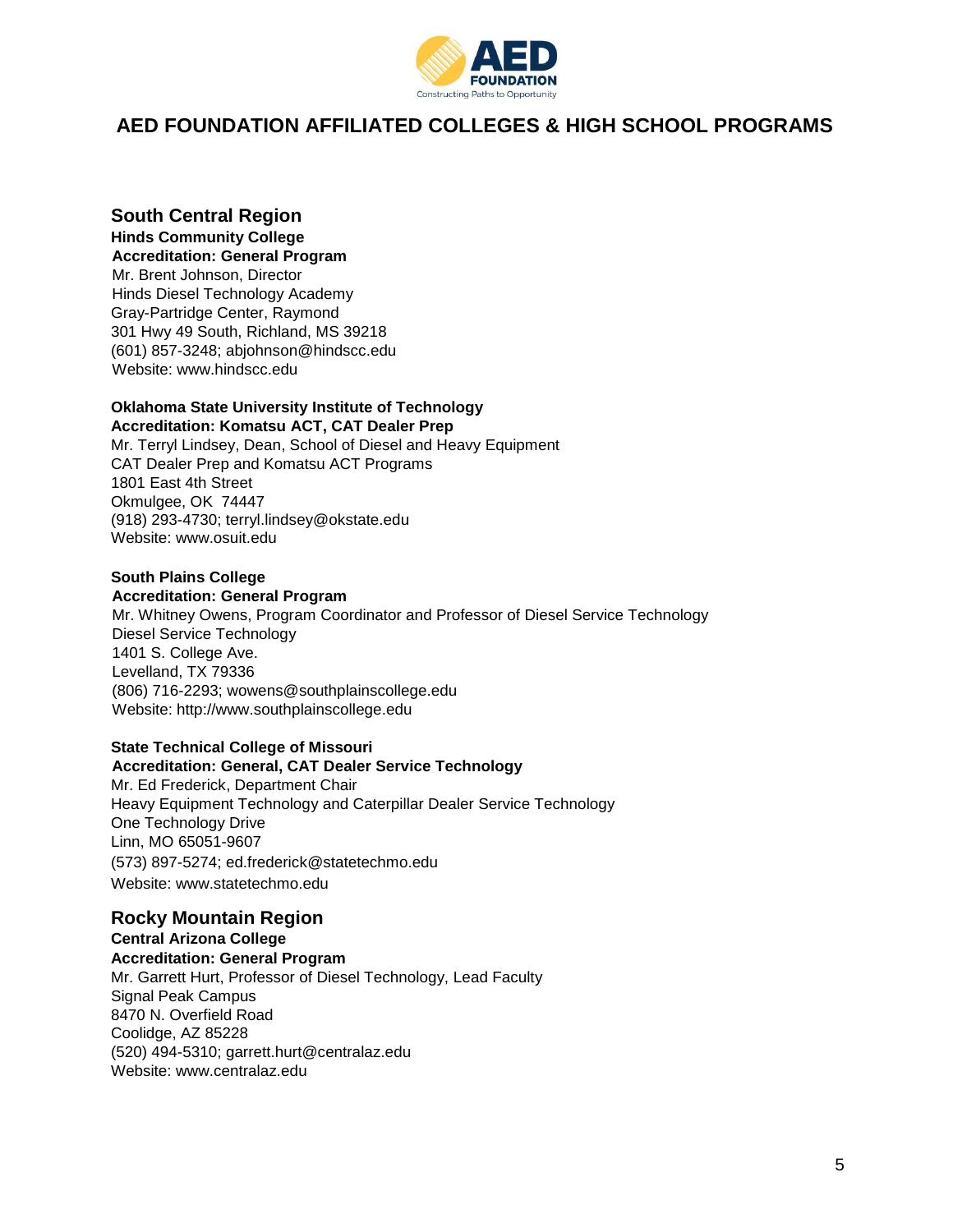# AED FOUNDATION AFFILIATED COLLEGES & HIGH SCHOOL PROGRAMS

## South Central Region

**Hinds Community College**
**Accreditation: General Program**
Mr. Brent Johnson, Director
Hinds Diesel Technology Academy
Gray-Partridge Center, Raymond
301 Hwy 49 South, Richland, MS 39218
(601) 857-3248; abjohnson@hindscc.edu
Website: www.hindscc.edu

**Oklahoma State University Institute of Technology**
**Accreditation: Komatsu ACT, CAT Dealer Prep**
Mr. Terryl Lindsey, Dean, School of Diesel and Heavy Equipment
CAT Dealer Prep and Komatsu ACT Programs
1801 East 4th Street
Okmulgee, OK 74447
(918) 293-4730; terryl.lindsey@okstate.edu
Website: www.osuit.edu

**South Plains College**
**Accreditation: General Program**
Mr. Whitney Owens, Program Coordinator and Professor of Diesel Service Technology
Diesel Service Technology
1401 S. College Ave.
Levelland, TX 79336
(806) 716-2293; wowens@southplainscollege.edu
Website: http://www.southplainscollege.edu

**State Technical College of Missouri**
**Accreditation: General, CAT Dealer Service Technology**
Mr. Ed Frederick, Department Chair
Heavy Equipment Technology and Caterpillar Dealer Service Technology
One Technology Drive
Linn, MO 65051-9607
(573) 897-5274; ed.frederick@statetechmo.edu
Website: www.statetechmo.edu

## Rocky Mountain Region

**Central Arizona College**
**Accreditation: General Program**
Mr. Garrett Hurt, Professor of Diesel Technology, Lead Faculty
Signal Peak Campus
8470 N. Overfield Road
Coolidge, AZ 85228
(520) 494-5310; garrett.hurt@centralaz.edu
Website: www.centralaz.edu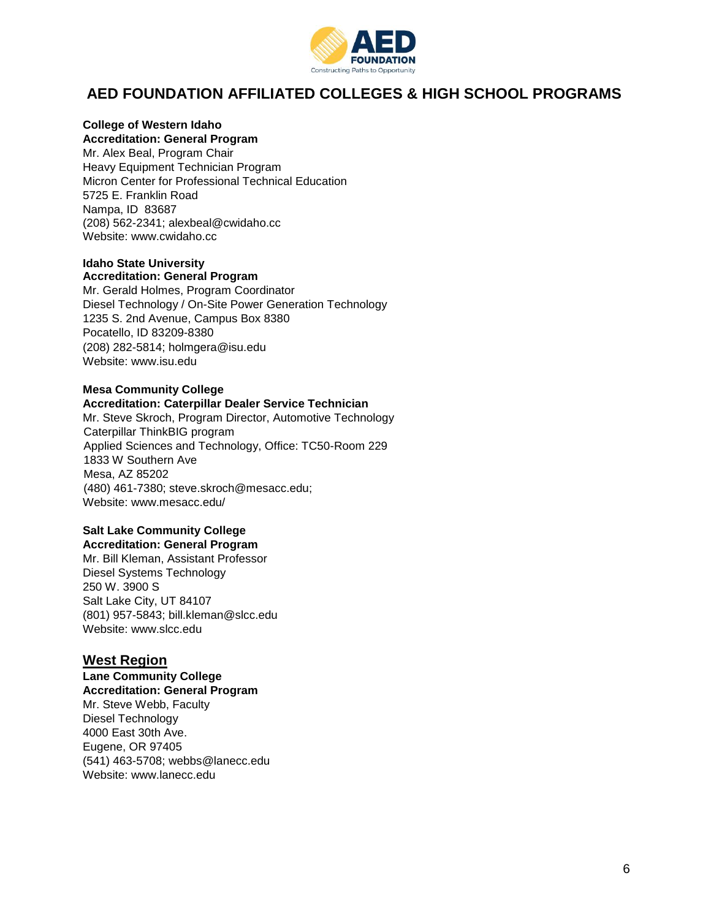# AED FOUNDATION AFFILIATED COLLEGES & HIGH SCHOOL PROGRAMS

**College of Western Idaho**
**Accreditation: General Program**
Mr. Alex Beal, Program Chair
Heavy Equipment Technician Program
Micron Center for Professional Technical Education
5725 E. Franklin Road
Nampa, ID 83687
(208) 562-2341; alexbeal@cwidaho.cc
Website: www.cwidaho.cc

**Idaho State University**
**Accreditation: General Program**
Mr. Gerald Holmes, Program Coordinator
Diesel Technology / On-Site Power Generation Technology
1235 S. 2nd Avenue, Campus Box 8380
Pocatello, ID 83209-8380
(208) 282-5814; holmgera@isu.edu
Website: www.isu.edu

**Mesa Community College**
**Accreditation: Caterpillar Dealer Service Technician**
Mr. Steve Skroch, Program Director, Automotive Technology
Caterpillar ThinkBIG program
Applied Sciences and Technology, Office: TC50-Room 229
1833 W Southern Ave
Mesa, AZ 85202
(480) 461-7380; steve.skroch@mesacc.edu;
Website: www.mesacc.edu/

**Salt Lake Community College**
**Accreditation: General Program**
Mr. Bill Kleman, Assistant Professor
Diesel Systems Technology
250 W. 3900 S
Salt Lake City, UT 84107
(801) 957-5843; bill.kleman@slcc.edu
Website: www.slcc.edu

## West Region

**Lane Community College**
**Accreditation: General Program**
Mr. Steve Webb, Faculty
Diesel Technology
4000 East 30th Ave.
Eugene, OR 97405
(541) 463-5708; webbs@lanecc.edu
Website: www.lanecc.edu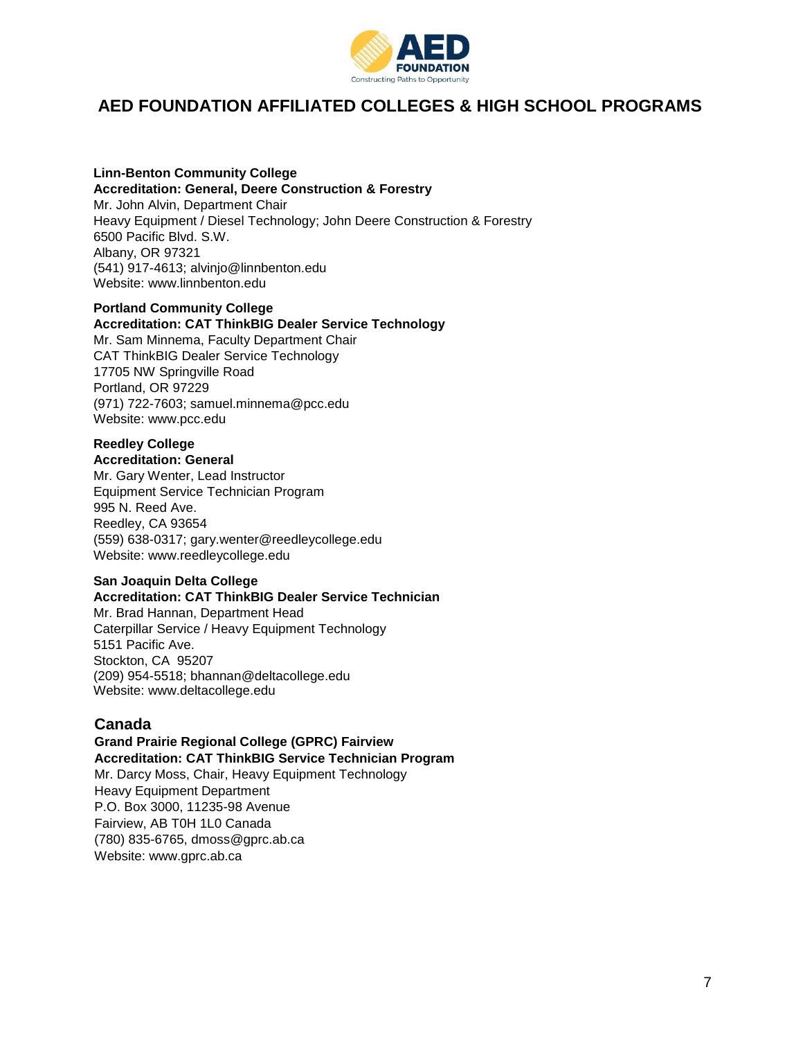# AED FOUNDATION AFFILIATED COLLEGES & HIGH SCHOOL PROGRAMS

**Linn-Benton Community College**
**Accreditation: General, Deere Construction & Forestry**
Mr. John Alvin, Department Chair
Heavy Equipment / Diesel Technology; John Deere Construction & Forestry
6500 Pacific Blvd. S.W.
Albany, OR 97321
(541) 917-4613; alvinjo@linnbenton.edu
Website: www.linnbenton.edu

**Portland Community College**
**Accreditation: CAT ThinkBIG Dealer Service Technology**
Mr. Sam Minnema, Faculty Department Chair
CAT ThinkBIG Dealer Service Technology
17705 NW Springville Road
Portland, OR 97229
(971) 722-7603; samuel.minnema@pcc.edu
Website: www.pcc.edu

**Reedley College**
**Accreditation: General**
Mr. Gary Wenter, Lead Instructor
Equipment Service Technician Program
995 N. Reed Ave.
Reedley, CA 93654
(559) 638-0317; gary.wenter@reedleycollege.edu
Website: www.reedleycollege.edu

**San Joaquin Delta College**
**Accreditation: CAT ThinkBIG Dealer Service Technician**
Mr. Brad Hannan, Department Head
Caterpillar Service / Heavy Equipment Technology
5151 Pacific Ave.
Stockton, CA 95207
(209) 954-5518; bhannan@deltacollege.edu
Website: www.deltacollege.edu

## Canada

**Grand Prairie Regional College (GPRC) Fairview**
**Accreditation: CAT ThinkBIG Service Technician Program**
Mr. Darcy Moss, Chair, Heavy Equipment Technology
Heavy Equipment Department
P.O. Box 3000, 11235-98 Avenue
Fairview, AB T0H 1L0 Canada
(780) 835-6765, dmoss@gprc.ab.ca
Website: www.gprc.ab.ca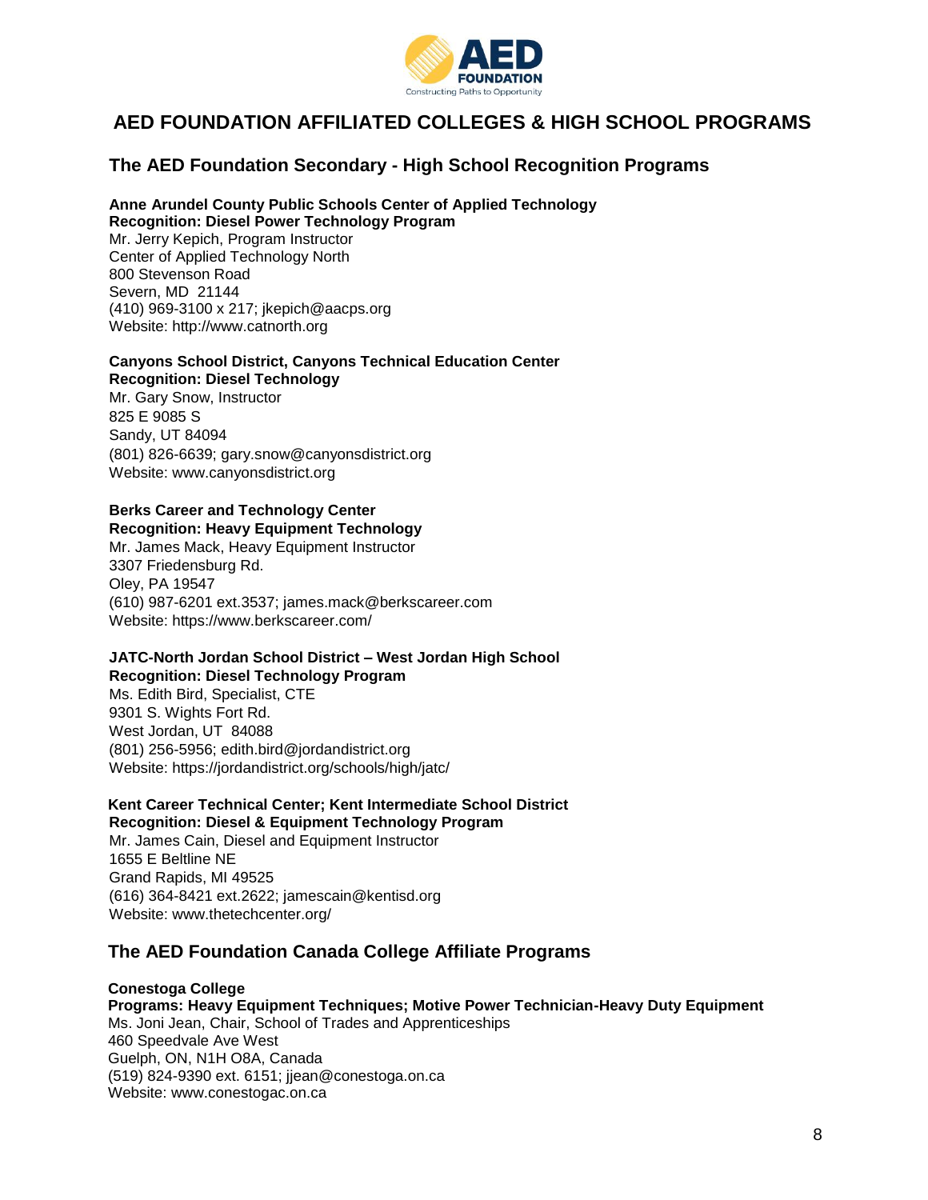# AED FOUNDATION AFFILIATED COLLEGES & HIGH SCHOOL PROGRAMS

## The AED Foundation Secondary - High School Recognition Programs

**Anne Arundel County Public Schools Center of Applied Technology**
**Recognition: Diesel Power Technology Program**
Mr. Jerry Kepich, Program Instructor
Center of Applied Technology North
800 Stevenson Road
Severn, MD 21144
(410) 969-3100 x 217; jkepich@aacps.org
Website: http://www.catnorth.org

**Canyons School District, Canyons Technical Education Center**
**Recognition: Diesel Technology**
Mr. Gary Snow, Instructor
825 E 9085 S
Sandy, UT 84094
(801) 826-6639; gary.snow@canyonsdistrict.org
Website: www.canyonsdistrict.org

**Berks Career and Technology Center**
**Recognition: Heavy Equipment Technology**
Mr. James Mack, Heavy Equipment Instructor
3307 Friedensburg Rd.
Oley, PA 19547
(610) 987-6201 ext.3537; james.mack@berkscareer.com
Website: https://www.berkscareer.com/

**JATC-North Jordan School District – West Jordan High School**
**Recognition: Diesel Technology Program**
Ms. Edith Bird, Specialist, CTE
9301 S. Wights Fort Rd.
West Jordan, UT 84088
(801) 256-5956; edith.bird@jordandistrict.org
Website: https://jordandistrict.org/schools/high/jatc/

**Kent Career Technical Center; Kent Intermediate School District**
**Recognition: Diesel & Equipment Technology Program**
Mr. James Cain, Diesel and Equipment Instructor
1655 E Beltline NE
Grand Rapids, MI 49525
(616) 364-8421 ext.2622; jamescain@kentisd.org
Website: www.thetechcenter.org/

## The AED Foundation Canada College Affiliate Programs

**Conestoga College**
**Programs: Heavy Equipment Techniques; Motive Power Technician-Heavy Duty Equipment**
Ms. Joni Jean, Chair, School of Trades and Apprenticeships
460 Speedvale Ave West
Guelph, ON, N1H O8A, Canada
(519) 824-9390 ext. 6151; jjean@conestoga.on.ca
Website: www.conestogac.on.ca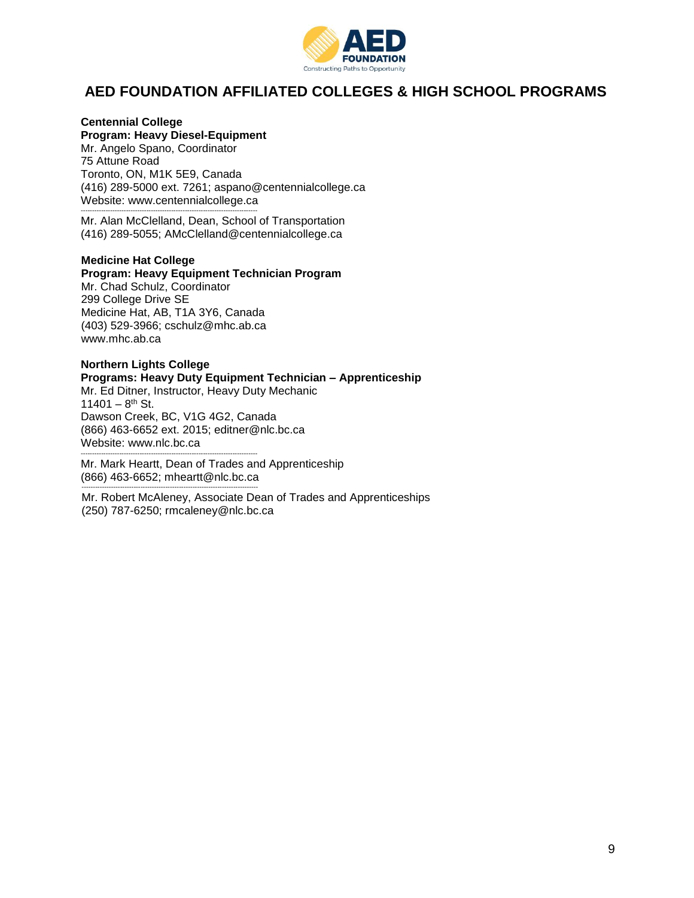# AED FOUNDATION AFFILIATED COLLEGES & HIGH SCHOOL PROGRAMS

**Centennial College**
**Program: Heavy Diesel-Equipment**
Mr. Angelo Spano, Coordinator
75 Attune Road
Toronto, ON, M1K 5E9, Canada
(416) 289-5000 ext. 7261; aspano@centennialcollege.ca
Website: www.centennialcollege.ca

---

Mr. Alan McClelland, Dean, School of Transportation
(416) 289-5055; AMcClelland@centennialcollege.ca

**Medicine Hat College**
**Program: Heavy Equipment Technician Program**
Mr. Chad Schulz, Coordinator
299 College Drive SE
Medicine Hat, AB, T1A 3Y6, Canada
(403) 529-3966; cschulz@mhc.ab.ca
www.mhc.ab.ca

**Northern Lights College**
**Programs: Heavy Duty Equipment Technician – Apprenticeship**
Mr. Ed Ditner, Instructor, Heavy Duty Mechanic
11401 – 8th St.
Dawson Creek, BC, V1G 4G2, Canada
(866) 463-6652 ext. 2015; editner@nlc.bc.ca
Website: www.nlc.bc.ca

---

Mr. Mark Heartt, Dean of Trades and Apprenticeship
(866) 463-6652; mheartt@nlc.bc.ca

---

Mr. Robert McAleney, Associate Dean of Trades and Apprenticeships
(250) 787-6250; rmcaleney@nlc.bc.ca